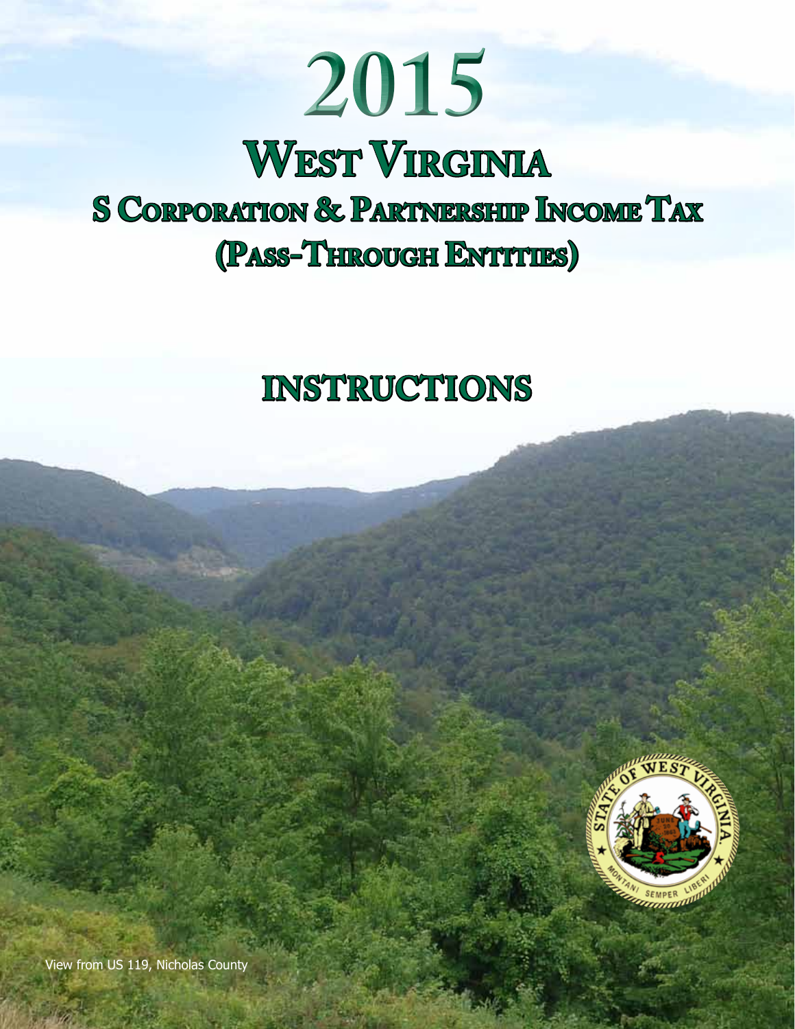# 2015

# West Virginia

## S Corporation & Partnership Income Tax (Pass-Through Entities)

## INSTRUCTIONS

View from US 119, Nicholas County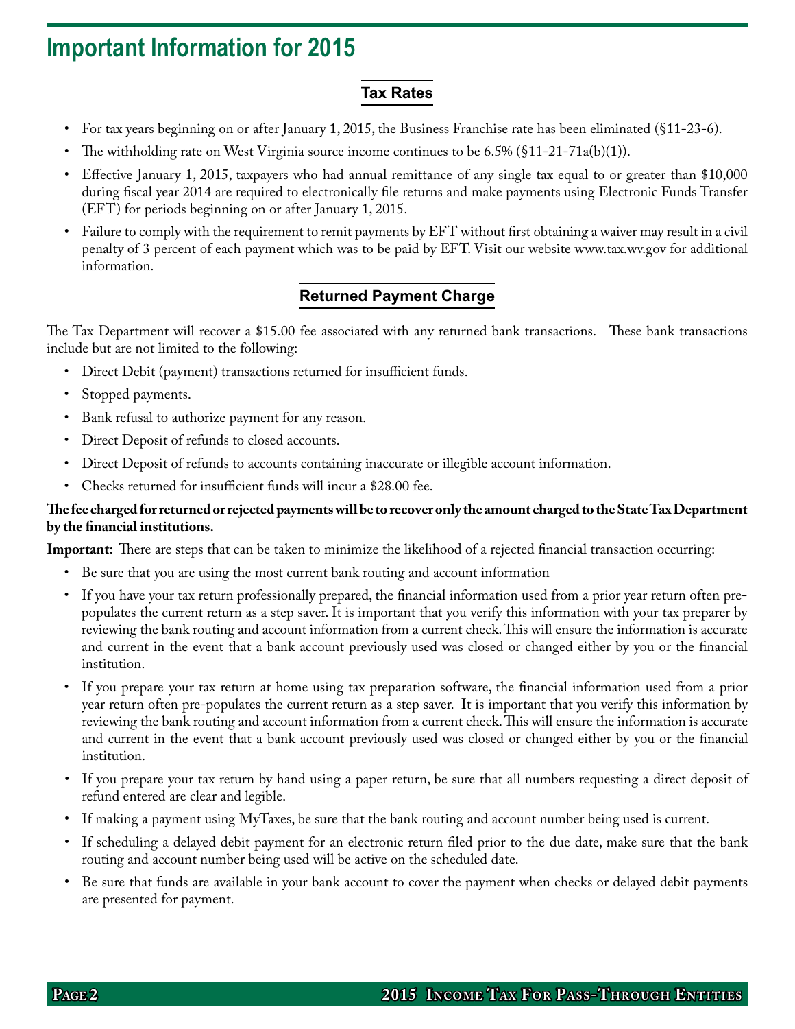# Important Information for 2015

## Tax Rates

- For tax years beginning on or after January 1, 2015, the Business Franchise rate has been eliminated (§11-23-6).
- The withholding rate on West Virginia source income continues to be 6.5% (§11-21-71a(b)(1)).
- Effective January 1, 2015, taxpayers who had annual remittance of any single tax equal to or greater than $10,000 during fiscal year 2014 are required to electronically file returns and make payments using Electronic Funds Transfer (EFT) for periods beginning on or after January 1, 2015.
- Failure to comply with the requirement to remit payments by EFT without first obtaining a waiver may result in a civil penalty of 3 percent of each payment which was to be paid by EFT. Visit our website www.tax.wv.gov for additional information.

## Returned Payment Charge

The Tax Department will recover a $15.00 fee associated with any returned bank transactions. These bank transactions include but are not limited to the following:

- Direct Debit (payment) transactions returned for insufficient funds.
- Stopped payments.
- Bank refusal to authorize payment for any reason.
- Direct Deposit of refunds to closed accounts.
- Direct Deposit of refunds to accounts containing inaccurate or illegible account information.
- Checks returned for insufficient funds will incur a $28.00 fee.

**The fee charged for returned or rejected payments will be to recover only the amount charged to the State Tax Department by the financial institutions.**

**Important:** There are steps that can be taken to minimize the likelihood of a rejected financial transaction occurring:

- Be sure that you are using the most current bank routing and account information
- If you have your tax return professionally prepared, the financial information used from a prior year return often pre-populates the current return as a step saver. It is important that you verify this information with your tax preparer by reviewing the bank routing and account information from a current check. This will ensure the information is accurate and current in the event that a bank account previously used was closed or changed either by you or the financial institution.
- If you prepare your tax return at home using tax preparation software, the financial information used from a prior year return often pre-populates the current return as a step saver. It is important that you verify this information by reviewing the bank routing and account information from a current check. This will ensure the information is accurate and current in the event that a bank account previously used was closed or changed either by you or the financial institution.
- If you prepare your tax return by hand using a paper return, be sure that all numbers requesting a direct deposit of refund entered are clear and legible.
- If making a payment using MyTaxes, be sure that the bank routing and account number being used is current.
- If scheduling a delayed debit payment for an electronic return filed prior to the due date, make sure that the bank routing and account number being used will be active on the scheduled date.
- Be sure that funds are available in your bank account to cover the payment when checks or delayed debit payments are presented for payment.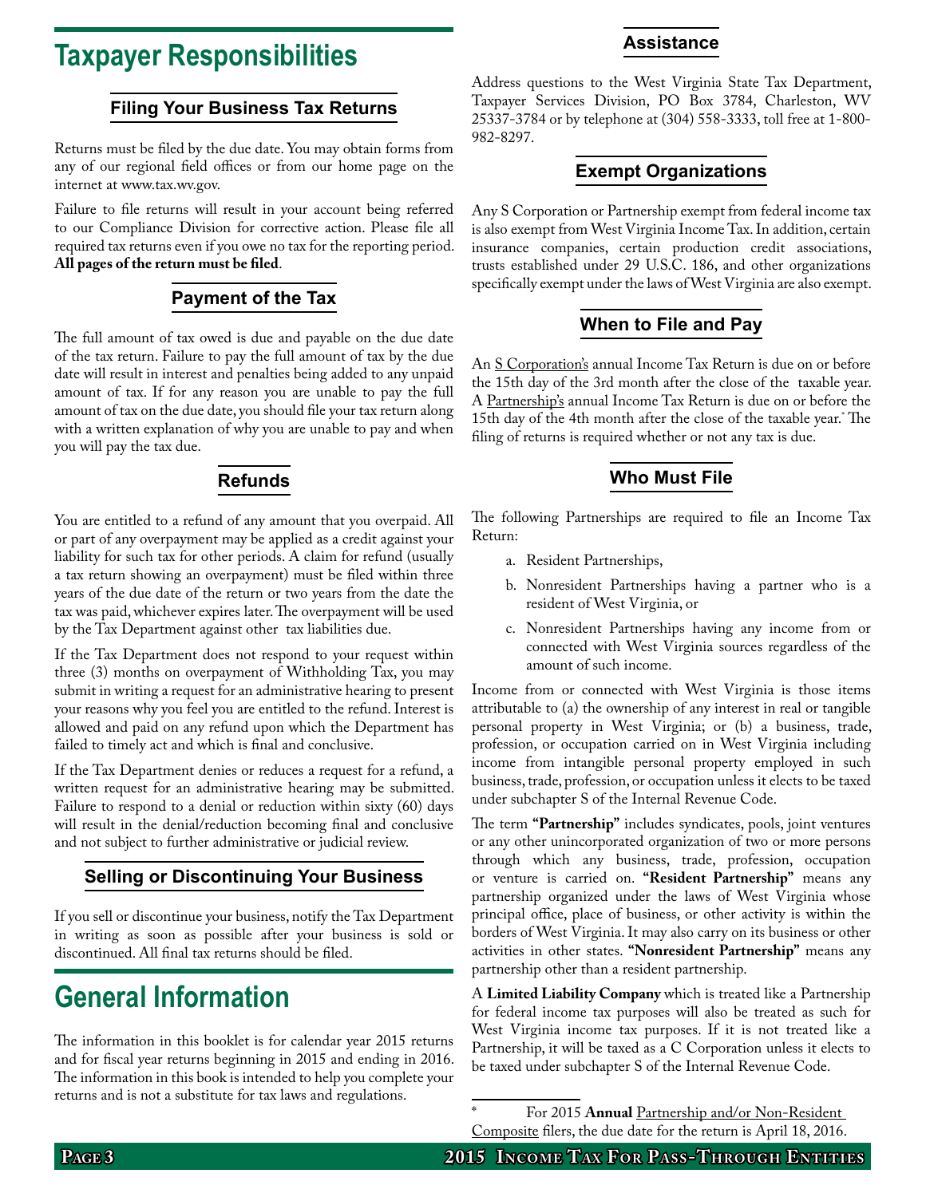# Taxpayer Responsibilities

## Filing Your Business Tax Returns

Returns must be filed by the due date. You may obtain forms from any of our regional field offices or from our home page on the internet at www.tax.wv.gov.

Failure to file returns will result in your account being referred to our Compliance Division for corrective action. Please file all required tax returns even if you owe no tax for the reporting period. **All pages of the return must be filed**.

## Payment of the Tax

The full amount of tax owed is due and payable on the due date of the tax return. Failure to pay the full amount of tax by the due date will result in interest and penalties being added to any unpaid amount of tax. If for any reason you are unable to pay the full amount of tax on the due date, you should file your tax return along with a written explanation of why you are unable to pay and when you will pay the tax due.

## Refunds

You are entitled to a refund of any amount that you overpaid. All or part of any overpayment may be applied as a credit against your liability for such tax for other periods. A claim for refund (usually a tax return showing an overpayment) must be filed within three years of the due date of the return or two years from the date the tax was paid, whichever expires later. The overpayment will be used by the Tax Department against other tax liabilities due.

If the Tax Department does not respond to your request within three (3) months on overpayment of Withholding Tax, you may submit in writing a request for an administrative hearing to present your reasons why you feel you are entitled to the refund. Interest is allowed and paid on any refund upon which the Department has failed to timely act and which is final and conclusive.

If the Tax Department denies or reduces a request for a refund, a written request for an administrative hearing may be submitted. Failure to respond to a denial or reduction within sixty (60) days will result in the denial/reduction becoming final and conclusive and not subject to further administrative or judicial review.

## Selling or Discontinuing Your Business

If you sell or discontinue your business, notify the Tax Department in writing as soon as possible after your business is sold or discontinued. All final tax returns should be filed.

# General Information

The information in this booklet is for calendar year 2015 returns and for fiscal year returns beginning in 2015 and ending in 2016. The information in this book is intended to help you complete your returns and is not a substitute for tax laws and regulations.

## Assistance

Address questions to the West Virginia State Tax Department, Taxpayer Services Division, PO Box 3784, Charleston, WV 25337-3784 or by telephone at (304) 558-3333, toll free at 1-800-982-8297.

## Exempt Organizations

Any S Corporation or Partnership exempt from federal income tax is also exempt from West Virginia Income Tax. In addition, certain insurance companies, certain production credit associations, trusts established under 29 U.S.C. 186, and other organizations specifically exempt under the laws of West Virginia are also exempt.

## When to File and Pay

An S Corporation's annual Income Tax Return is due on or before the 15th day of the 3rd month after the close of the taxable year. A Partnership's annual Income Tax Return is due on or before the 15th day of the 4th month after the close of the taxable year.* The filing of returns is required whether or not any tax is due.

## Who Must File

The following Partnerships are required to file an Income Tax Return:

a. Resident Partnerships,

b. Nonresident Partnerships having a partner who is a resident of West Virginia, or

c. Nonresident Partnerships having any income from or connected with West Virginia sources regardless of the amount of such income.

Income from or connected with West Virginia is those items attributable to (a) the ownership of any interest in real or tangible personal property in West Virginia; or (b) a business, trade, profession, or occupation carried on in West Virginia including income from intangible personal property employed in such business, trade, profession, or occupation unless it elects to be taxed under subchapter S of the Internal Revenue Code.

The term **"Partnership"** includes syndicates, pools, joint ventures or any other unincorporated organization of two or more persons through which any business, trade, profession, occupation or venture is carried on. **"Resident Partnership"** means any partnership organized under the laws of West Virginia whose principal office, place of business, or other activity is within the borders of West Virginia. It may also carry on its business or other activities in other states. **"Nonresident Partnership"** means any partnership other than a resident partnership.

A **Limited Liability Company** which is treated like a Partnership for federal income tax purposes will also be treated as such for West Virginia income tax purposes. If it is not treated like a Partnership, it will be taxed as a C Corporation unless it elects to be taxed under subchapter S of the Internal Revenue Code.

\* For 2015 **Annual** Partnership and/or Non-Resident Composite filers, the due date for the return is April 18, 2016.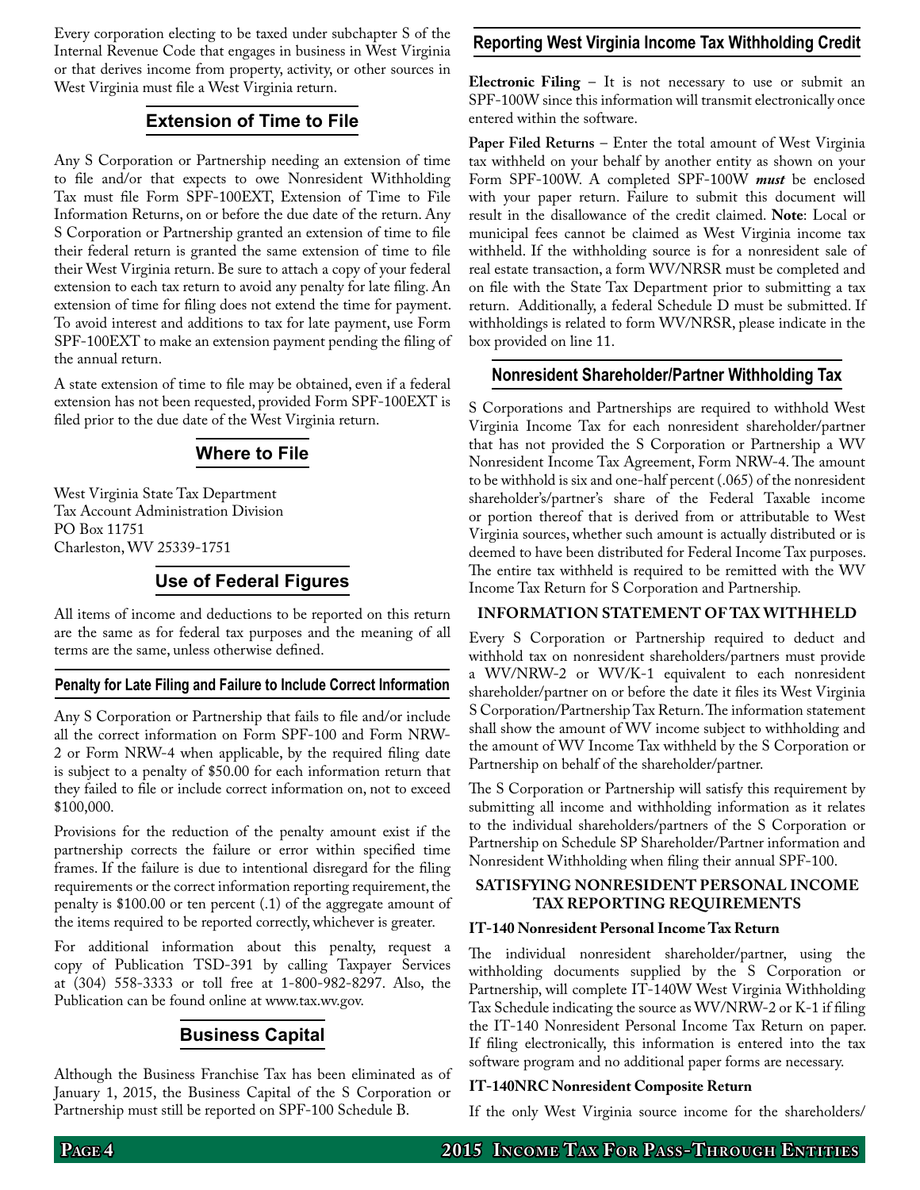Every corporation electing to be taxed under subchapter S of the Internal Revenue Code that engages in business in West Virginia or that derives income from property, activity, or other sources in West Virginia must file a West Virginia return.

## Extension of Time to File

Any S Corporation or Partnership needing an extension of time to file and/or that expects to owe Nonresident Withholding Tax must file Form SPF-100EXT, Extension of Time to File Information Returns, on or before the due date of the return. Any S Corporation or Partnership granted an extension of time to file their federal return is granted the same extension of time to file their West Virginia return. Be sure to attach a copy of your federal extension to each tax return to avoid any penalty for late filing. An extension of time for filing does not extend the time for payment. To avoid interest and additions to tax for late payment, use Form SPF-100EXT to make an extension payment pending the filing of the annual return.

A state extension of time to file may be obtained, even if a federal extension has not been requested, provided Form SPF-100EXT is filed prior to the due date of the West Virginia return.

## Where to File

West Virginia State Tax Department
Tax Account Administration Division
PO Box 11751
Charleston, WV 25339-1751

## Use of Federal Figures

All items of income and deductions to be reported on this return are the same as for federal tax purposes and the meaning of all terms are the same, unless otherwise defined.

## Penalty for Late Filing and Failure to Include Correct Information

Any S Corporation or Partnership that fails to file and/or include all the correct information on Form SPF-100 and Form NRW-2 or Form NRW-4 when applicable, by the required filing date is subject to a penalty of $50.00 for each information return that they failed to file or include correct information on, not to exceed $100,000.

Provisions for the reduction of the penalty amount exist if the partnership corrects the failure or error within specified time frames. If the failure is due to intentional disregard for the filing requirements or the correct information reporting requirement, the penalty is $100.00 or ten percent (.1) of the aggregate amount of the items required to be reported correctly, whichever is greater.

For additional information about this penalty, request a copy of Publication TSD-391 by calling Taxpayer Services at (304) 558-3333 or toll free at 1-800-982-8297. Also, the Publication can be found online at www.tax.wv.gov.

## Business Capital

Although the Business Franchise Tax has been eliminated as of January 1, 2015, the Business Capital of the S Corporation or Partnership must still be reported on SPF-100 Schedule B.

## Reporting West Virginia Income Tax Withholding Credit

**Electronic Filing** – It is not necessary to use or submit an SPF-100W since this information will transmit electronically once entered within the software.

**Paper Filed Returns** – Enter the total amount of West Virginia tax withheld on your behalf by another entity as shown on your Form SPF-100W. A completed SPF-100W ***must*** be enclosed with your paper return. Failure to submit this document will result in the disallowance of the credit claimed. **Note**: Local or municipal fees cannot be claimed as West Virginia income tax withheld. If the withholding source is for a nonresident sale of real estate transaction, a form WV/NRSR must be completed and on file with the State Tax Department prior to submitting a tax return. Additionally, a federal Schedule D must be submitted. If withholdings is related to form WV/NRSR, please indicate in the box provided on line 11.

## Nonresident Shareholder/Partner Withholding Tax

S Corporations and Partnerships are required to withhold West Virginia Income Tax for each nonresident shareholder/partner that has not provided the S Corporation or Partnership a WV Nonresident Income Tax Agreement, Form NRW-4. The amount to be withhold is six and one-half percent (.065) of the nonresident shareholder's/partner's share of the Federal Taxable income or portion thereof that is derived from or attributable to West Virginia sources, whether such amount is actually distributed or is deemed to have been distributed for Federal Income Tax purposes. The entire tax withheld is required to be remitted with the WV Income Tax Return for S Corporation and Partnership.

### INFORMATION STATEMENT OF TAX WITHHELD

Every S Corporation or Partnership required to deduct and withhold tax on nonresident shareholders/partners must provide a WV/NRW-2 or WV/K-1 equivalent to each nonresident shareholder/partner on or before the date it files its West Virginia S Corporation/Partnership Tax Return. The information statement shall show the amount of WV income subject to withholding and the amount of WV Income Tax withheld by the S Corporation or Partnership on behalf of the shareholder/partner.

The S Corporation or Partnership will satisfy this requirement by submitting all income and withholding information as it relates to the individual shareholders/partners of the S Corporation or Partnership on Schedule SP Shareholder/Partner information and Nonresident Withholding when filing their annual SPF-100.

### SATISFYING NONRESIDENT PERSONAL INCOME TAX REPORTING REQUIREMENTS

**IT-140 Nonresident Personal Income Tax Return**

The individual nonresident shareholder/partner, using the withholding documents supplied by the S Corporation or Partnership, will complete IT-140W West Virginia Withholding Tax Schedule indicating the source as WV/NRW-2 or K-1 if filing the IT-140 Nonresident Personal Income Tax Return on paper. If filing electronically, this information is entered into the tax software program and no additional paper forms are necessary.

**IT-140NRC Nonresident Composite Return**

If the only West Virginia source income for the shareholders/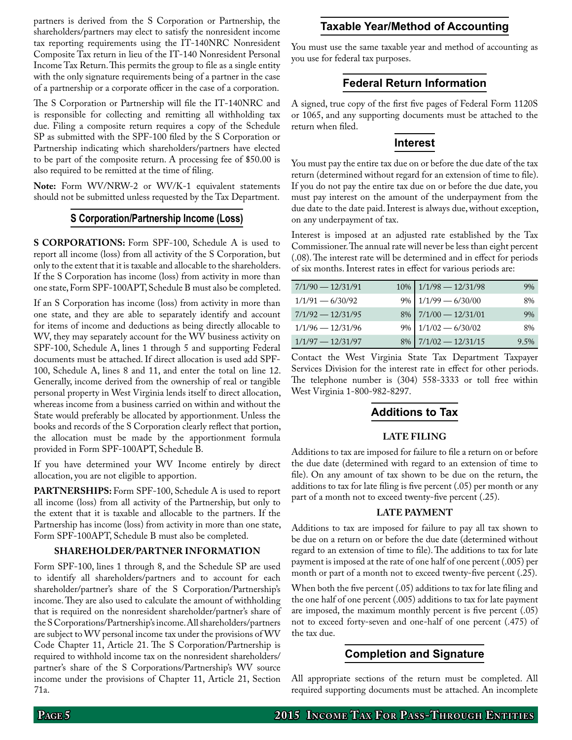partners is derived from the S Corporation or Partnership, the shareholders/partners may elect to satisfy the nonresident income tax reporting requirements using the IT-140NRC Nonresident Composite Tax return in lieu of the IT-140 Nonresident Personal Income Tax Return. This permits the group to file as a single entity with the only signature requirements being of a partner in the case of a partnership or a corporate officer in the case of a corporation.

The S Corporation or Partnership will file the IT-140NRC and is responsible for collecting and remitting all withholding tax due. Filing a composite return requires a copy of the Schedule SP as submitted with the SPF-100 filed by the S Corporation or Partnership indicating which shareholders/partners have elected to be part of the composite return. A processing fee of $50.00 is also required to be remitted at the time of filing.

**Note:** Form WV/NRW-2 or WV/K-1 equivalent statements should not be submitted unless requested by the Tax Department.

## S Corporation/Partnership Income (Loss)

**S CORPORATIONS:** Form SPF-100, Schedule A is used to report all income (loss) from all activity of the S Corporation, but only to the extent that it is taxable and allocable to the shareholders. If the S Corporation has income (loss) from activity in more than one state, Form SPF-100APT, Schedule B must also be completed.

If an S Corporation has income (loss) from activity in more than one state, and they are able to separately identify and account for items of income and deductions as being directly allocable to WV, they may separately account for the WV business activity on SPF-100, Schedule A, lines 1 through 5 and supporting Federal documents must be attached. If direct allocation is used add SPF-100, Schedule A, lines 8 and 11, and enter the total on line 12. Generally, income derived from the ownership of real or tangible personal property in West Virginia lends itself to direct allocation, whereas income from a business carried on within and without the State would preferably be allocated by apportionment. Unless the books and records of the S Corporation clearly reflect that portion, the allocation must be made by the apportionment formula provided in Form SPF-100APT, Schedule B.

If you have determined your WV Income entirely by direct allocation, you are not eligible to apportion.

**PARTNERSHIPS:** Form SPF-100, Schedule A is used to report all income (loss) from all activity of the Partnership, but only to the extent that it is taxable and allocable to the partners. If the Partnership has income (loss) from activity in more than one state, Form SPF-100APT, Schedule B must also be completed.

### SHAREHOLDER/PARTNER INFORMATION

Form SPF-100, lines 1 through 8, and the Schedule SP are used to identify all shareholders/partners and to account for each shareholder/partner's share of the S Corporation/Partnership's income. They are also used to calculate the amount of withholding that is required on the nonresident shareholder/partner's share of the S Corporations/Partnership's income. All shareholders/partners are subject to WV personal income tax under the provisions of WV Code Chapter 11, Article 21. The S Corporation/Partnership is required to withhold income tax on the nonresident shareholders/partner's share of the S Corporations/Partnership's WV source income under the provisions of Chapter 11, Article 21, Section 71a.

## Taxable Year/Method of Accounting

You must use the same taxable year and method of accounting as you use for federal tax purposes.

## Federal Return Information

A signed, true copy of the first five pages of Federal Form 1120S or 1065, and any supporting documents must be attached to the return when filed.

## Interest

You must pay the entire tax due on or before the due date of the tax return (determined without regard for an extension of time to file). If you do not pay the entire tax due on or before the due date, you must pay interest on the amount of the underpayment from the due date to the date paid. Interest is always due, without exception, on any underpayment of tax.

Interest is imposed at an adjusted rate established by the Tax Commissioner. The annual rate will never be less than eight percent (.08). The interest rate will be determined and in effect for periods of six months. Interest rates in effect for various periods are:

| | | | |
|---|---|---|---|
| 7/1/90 — 12/31/91 | 10% | 1/1/98 — 12/31/98 | 9% |
| 1/1/91 — 6/30/92 | 9% | 1/1/99 — 6/30/00 | 8% |
| 7/1/92 — 12/31/95 | 8% | 7/1/00 — 12/31/01 | 9% |
| 1/1/96 — 12/31/96 | 9% | 1/1/02 — 6/30/02 | 8% |
| 1/1/97 — 12/31/97 | 8% | 7/1/02 — 12/31/15 | 9.5% |

Contact the West Virginia State Tax Department Taxpayer Services Division for the interest rate in effect for other periods. The telephone number is (304) 558-3333 or toll free within West Virginia 1-800-982-8297.

## Additions to Tax

### LATE FILING

Additions to tax are imposed for failure to file a return on or before the due date (determined with regard to an extension of time to file). On any amount of tax shown to be due on the return, the additions to tax for late filing is five percent (.05) per month or any part of a month not to exceed twenty-five percent (.25).

### LATE PAYMENT

Additions to tax are imposed for failure to pay all tax shown to be due on a return on or before the due date (determined without regard to an extension of time to file). The additions to tax for late payment is imposed at the rate of one half of one percent (.005) per month or part of a month not to exceed twenty-five percent (.25).

When both the five percent (.05) additions to tax for late filing and the one half of one percent (.005) additions to tax for late payment are imposed, the maximum monthly percent is five percent (.05) not to exceed forty-seven and one-half of one percent (.475) of the tax due.

## Completion and Signature

All appropriate sections of the return must be completed. All required supporting documents must be attached. An incomplete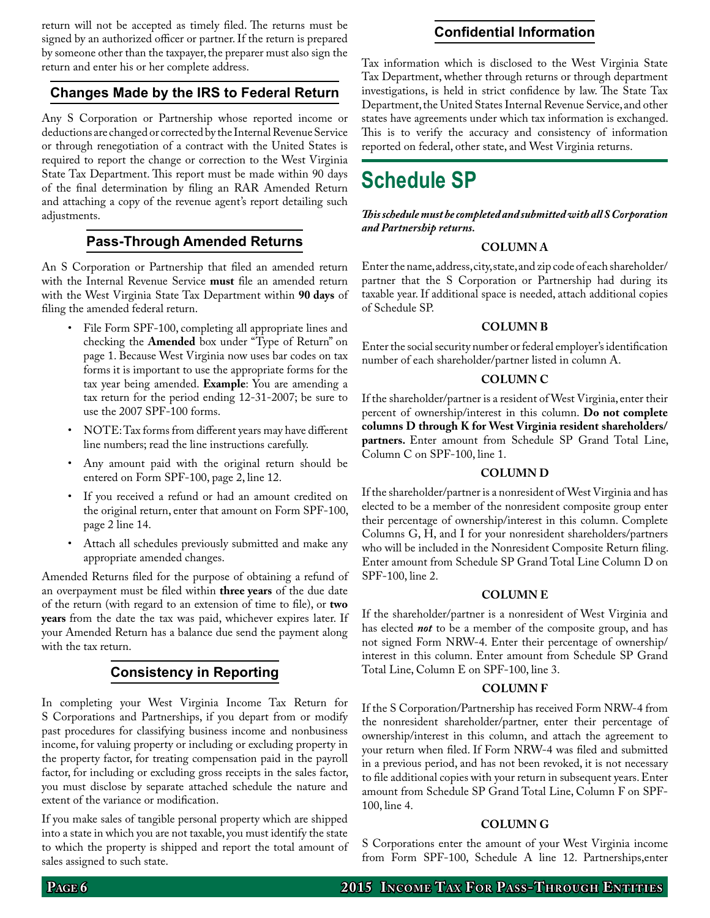return will not be accepted as timely filed. The returns must be signed by an authorized officer or partner. If the return is prepared by someone other than the taxpayer, the preparer must also sign the return and enter his or her complete address.

### Changes Made by the IRS to Federal Return

Any S Corporation or Partnership whose reported income or deductions are changed or corrected by the Internal Revenue Service or through renegotiation of a contract with the United States is required to report the change or correction to the West Virginia State Tax Department. This report must be made within 90 days of the final determination by filing an RAR Amended Return and attaching a copy of the revenue agent's report detailing such adjustments.

### Pass-Through Amended Returns

An S Corporation or Partnership that filed an amended return with the Internal Revenue Service **must** file an amended return with the West Virginia State Tax Department within **90 days** of filing the amended federal return.

- File Form SPF-100, completing all appropriate lines and checking the **Amended** box under "Type of Return" on page 1. Because West Virginia now uses bar codes on tax forms it is important to use the appropriate forms for the tax year being amended. **Example**: You are amending a tax return for the period ending 12-31-2007; be sure to use the 2007 SPF-100 forms.
- NOTE: Tax forms from different years may have different line numbers; read the line instructions carefully.
- Any amount paid with the original return should be entered on Form SPF-100, page 2, line 12.
- If you received a refund or had an amount credited on the original return, enter that amount on Form SPF-100, page 2 line 14.
- Attach all schedules previously submitted and make any appropriate amended changes.

Amended Returns filed for the purpose of obtaining a refund of an overpayment must be filed within **three years** of the due date of the return (with regard to an extension of time to file), or **two years** from the date the tax was paid, whichever expires later. If your Amended Return has a balance due send the payment along with the tax return.

### Consistency in Reporting

In completing your West Virginia Income Tax Return for S Corporations and Partnerships, if you depart from or modify past procedures for classifying business income and nonbusiness income, for valuing property or including or excluding property in the property factor, for treating compensation paid in the payroll factor, for including or excluding gross receipts in the sales factor, you must disclose by separate attached schedule the nature and extent of the variance or modification.

If you make sales of tangible personal property which are shipped into a state in which you are not taxable, you must identify the state to which the property is shipped and report the total amount of sales assigned to such state.

### Confidential Information

Tax information which is disclosed to the West Virginia State Tax Department, whether through returns or through department investigations, is held in strict confidence by law. The State Tax Department, the United States Internal Revenue Service, and other states have agreements under which tax information is exchanged. This is to verify the accuracy and consistency of information reported on federal, other state, and West Virginia returns.

## Schedule SP

***This schedule must be completed and submitted with all S Corporation and Partnership returns.***

**COLUMN A**

Enter the name, address, city, state, and zip code of each shareholder/partner that the S Corporation or Partnership had during its taxable year. If additional space is needed, attach additional copies of Schedule SP.

**COLUMN B**

Enter the social security number or federal employer's identification number of each shareholder/partner listed in column A.

**COLUMN C**

If the shareholder/partner is a resident of West Virginia, enter their percent of ownership/interest in this column. **Do not complete columns D through K for West Virginia resident shareholders/partners.** Enter amount from Schedule SP Grand Total Line, Column C on SPF-100, line 1.

**COLUMN D**

If the shareholder/partner is a nonresident of West Virginia and has elected to be a member of the nonresident composite group enter their percentage of ownership/interest in this column. Complete Columns G, H, and I for your nonresident shareholders/partners who will be included in the Nonresident Composite Return filing. Enter amount from Schedule SP Grand Total Line Column D on SPF-100, line 2.

**COLUMN E**

If the shareholder/partner is a nonresident of West Virginia and has elected ***not*** to be a member of the composite group, and has not signed Form NRW-4. Enter their percentage of ownership/interest in this column. Enter amount from Schedule SP Grand Total Line, Column E on SPF-100, line 3.

**COLUMN F**

If the S Corporation/Partnership has received Form NRW-4 from the nonresident shareholder/partner, enter their percentage of ownership/interest in this column, and attach the agreement to your return when filed. If Form NRW-4 was filed and submitted in a previous period, and has not been revoked, it is not necessary to file additional copies with your return in subsequent years. Enter amount from Schedule SP Grand Total Line, Column F on SPF-100, line 4.

**COLUMN G**

S Corporations enter the amount of your West Virginia income from Form SPF-100, Schedule A line 12. Partnerships,enter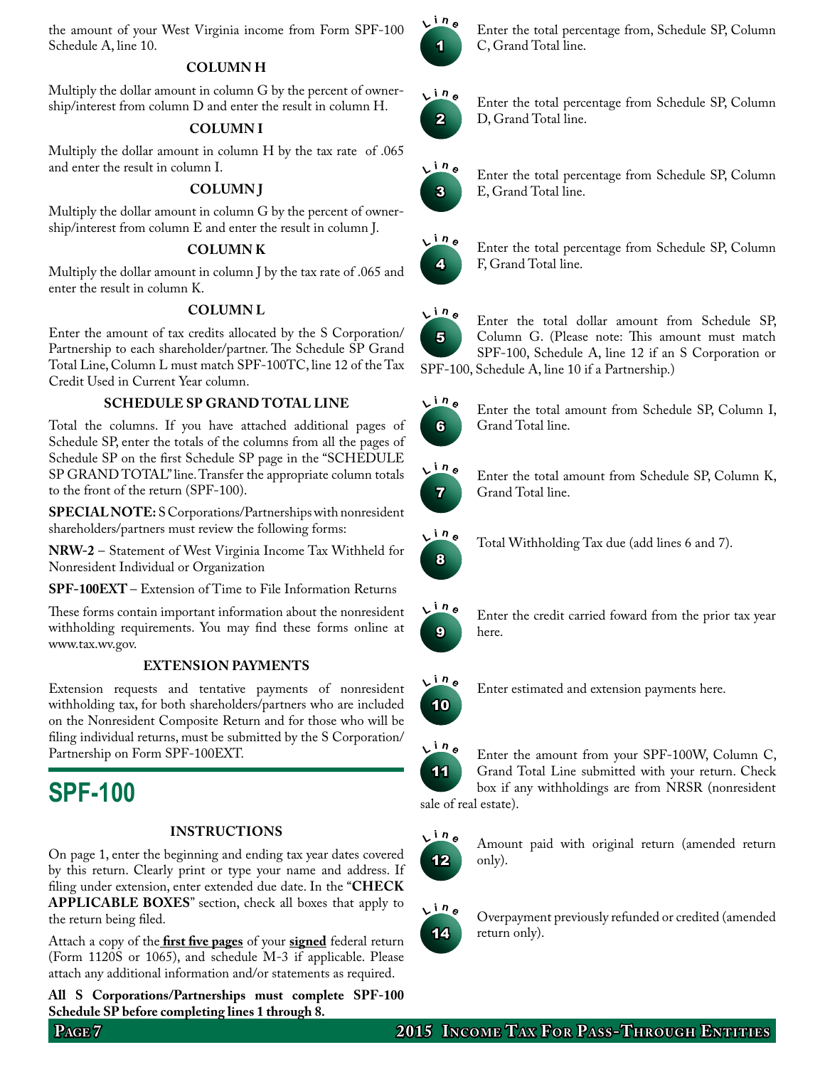the amount of your West Virginia income from Form SPF-100 Schedule A, line 10.

### COLUMN H

Multiply the dollar amount in column G by the percent of ownership/interest from column D and enter the result in column H.

### COLUMN I

Multiply the dollar amount in column H by the tax rate of .065 and enter the result in column I.

### COLUMN J

Multiply the dollar amount in column G by the percent of ownership/interest from column E and enter the result in column J.

### COLUMN K

Multiply the dollar amount in column J by the tax rate of .065 and enter the result in column K.

### COLUMN L

Enter the amount of tax credits allocated by the S Corporation/Partnership to each shareholder/partner. The Schedule SP Grand Total Line, Column L must match SPF-100TC, line 12 of the Tax Credit Used in Current Year column.

### SCHEDULE SP GRAND TOTAL LINE

Total the columns. If you have attached additional pages of Schedule SP, enter the totals of the columns from all the pages of Schedule SP on the first Schedule SP page in the "SCHEDULE SP GRAND TOTAL" line. Transfer the appropriate column totals to the front of the return (SPF-100).

**SPECIAL NOTE:** S Corporations/Partnerships with nonresident shareholders/partners must review the following forms:

**NRW-2** – Statement of West Virginia Income Tax Withheld for Nonresident Individual or Organization

**SPF-100EXT** – Extension of Time to File Information Returns

These forms contain important information about the nonresident withholding requirements. You may find these forms online at www.tax.wv.gov.

### EXTENSION PAYMENTS

Extension requests and tentative payments of nonresident withholding tax, for both shareholders/partners who are included on the Nonresident Composite Return and for those who will be filing individual returns, must be submitted by the S Corporation/Partnership on Form SPF-100EXT.

## SPF-100

### INSTRUCTIONS

On page 1, enter the beginning and ending tax year dates covered by this return. Clearly print or type your name and address. If filing under extension, enter extended due date. In the "**CHECK APPLICABLE BOXES**" section, check all boxes that apply to the return being filed.

Attach a copy of the **first five pages** of your **signed** federal return (Form 1120S or 1065), and schedule M-3 if applicable. Please attach any additional information and/or statements as required.

**All S Corporations/Partnerships must complete SPF-100 Schedule SP before completing lines 1 through 8.**

**Line 1** Enter the total percentage from, Schedule SP, Column C, Grand Total line.

**Line 2** Enter the total percentage from Schedule SP, Column D, Grand Total line.

**Line 3** Enter the total percentage from Schedule SP, Column E, Grand Total line.

**Line 4** Enter the total percentage from Schedule SP, Column F, Grand Total line.

**Line 5** Enter the total dollar amount from Schedule SP, Column G. (Please note: This amount must match SPF-100, Schedule A, line 12 if an S Corporation or SPF-100, Schedule A, line 10 if a Partnership.)

**Line 6** Enter the total amount from Schedule SP, Column I, Grand Total line.

**Line 7** Enter the total amount from Schedule SP, Column K, Grand Total line.

**Line 8** Total Withholding Tax due (add lines 6 and 7).

**Line 9** Enter the credit carried foward from the prior tax year here.

**Line 10** Enter estimated and extension payments here.

**Line 11** Enter the amount from your SPF-100W, Column C, Grand Total Line submitted with your return. Check box if any withholdings are from NRSR (nonresident sale of real estate).

**Line 12** Amount paid with original return (amended return only).

**Line 14** Overpayment previously refunded or credited (amended return only).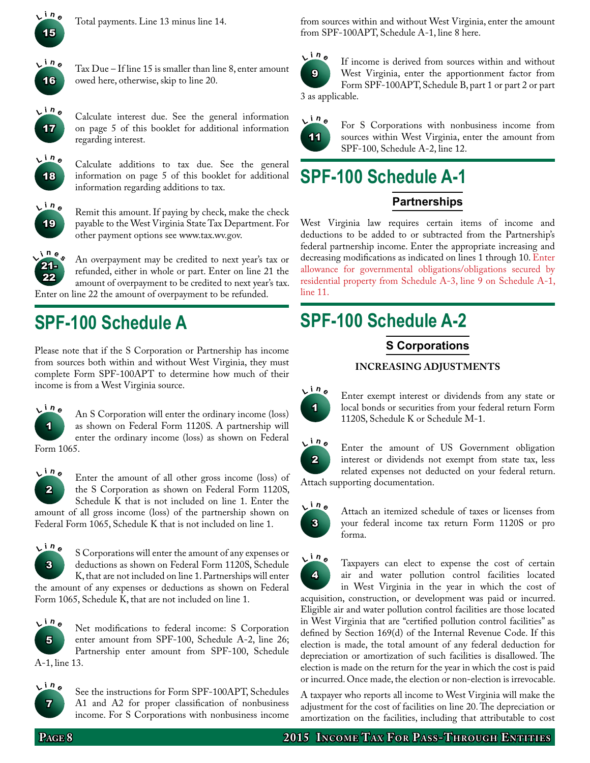**Line 15** Total payments. Line 13 minus line 14.

**Line 16** Tax Due – If line 15 is smaller than line 8, enter amount owed here, otherwise, skip to line 20.

**Line 17** Calculate interest due. See the general information on page 5 of this booklet for additional information regarding interest.

**Line 18** Calculate additions to tax due. See the general information on page 5 of this booklet for additional information regarding additions to tax.

**Line 19** Remit this amount. If paying by check, make the check payable to the West Virginia State Tax Department. For other payment options see www.tax.wv.gov.

**Lines 21-22** An overpayment may be credited to next year's tax or refunded, either in whole or part. Enter on line 21 the amount of overpayment to be credited to next year's tax. Enter on line 22 the amount of overpayment to be refunded.

## SPF-100 Schedule A

Please note that if the S Corporation or Partnership has income from sources both within and without West Virginia, they must complete Form SPF-100APT to determine how much of their income is from a West Virginia source.

**Line 1** An S Corporation will enter the ordinary income (loss) as shown on Federal Form 1120S. A partnership will enter the ordinary income (loss) as shown on Federal Form 1065.

**Line 2** Enter the amount of all other gross income (loss) of the S Corporation as shown on Federal Form 1120S, Schedule K that is not included on line 1. Enter the amount of all gross income (loss) of the partnership shown on Federal Form 1065, Schedule K that is not included on line 1.

**Line 3** S Corporations will enter the amount of any expenses or deductions as shown on Federal Form 1120S, Schedule K, that are not included on line 1. Partnerships will enter the amount of any expenses or deductions as shown on Federal Form 1065, Schedule K, that are not included on line 1.

**Line 5** Net modifications to federal income: S Corporation enter amount from SPF-100, Schedule A-2, line 26; Partnership enter amount from SPF-100, Schedule A-1, line 13.

**Line 7** See the instructions for Form SPF-100APT, Schedules A1 and A2 for proper classification of nonbusiness income. For S Corporations with nonbusiness income from sources within and without West Virginia, enter the amount from SPF-100APT, Schedule A-1, line 8 here.

**Line 9** If income is derived from sources within and without West Virginia, enter the apportionment factor from Form SPF-100APT, Schedule B, part 1 or part 2 or part 3 as applicable.

**Line 11** For S Corporations with nonbusiness income from sources within West Virginia, enter the amount from SPF-100, Schedule A-2, line 12.

## SPF-100 Schedule A-1

### Partnerships

West Virginia law requires certain items of income and deductions to be added to or subtracted from the Partnership's federal partnership income. Enter the appropriate increasing and decreasing modifications as indicated on lines 1 through 10. Enter allowance for governmental obligations/obligations secured by residential property from Schedule A-3, line 9 on Schedule A-1, line 11.

## SPF-100 Schedule A-2

### S Corporations

**INCREASING ADJUSTMENTS**

**Line 1** Enter exempt interest or dividends from any state or local bonds or securities from your federal return Form 1120S, Schedule K or Schedule M-1.

**Line 2** Enter the amount of US Government obligation interest or dividends not exempt from state tax, less related expenses not deducted on your federal return. Attach supporting documentation.

**Line 3** Attach an itemized schedule of taxes or licenses from your federal income tax return Form 1120S or pro forma.

**Line 4** Taxpayers can elect to expense the cost of certain air and water pollution control facilities located in West Virginia in the year in which the cost of acquisition, construction, or development was paid or incurred. Eligible air and water pollution control facilities are those located in West Virginia that are "certified pollution control facilities" as defined by Section 169(d) of the Internal Revenue Code. If this election is made, the total amount of any federal deduction for depreciation or amortization of such facilities is disallowed. The election is made on the return for the year in which the cost is paid or incurred. Once made, the election or non-election is irrevocable.

A taxpayer who reports all income to West Virginia will make the adjustment for the cost of facilities on line 20. The depreciation or amortization on the facilities, including that attributable to cost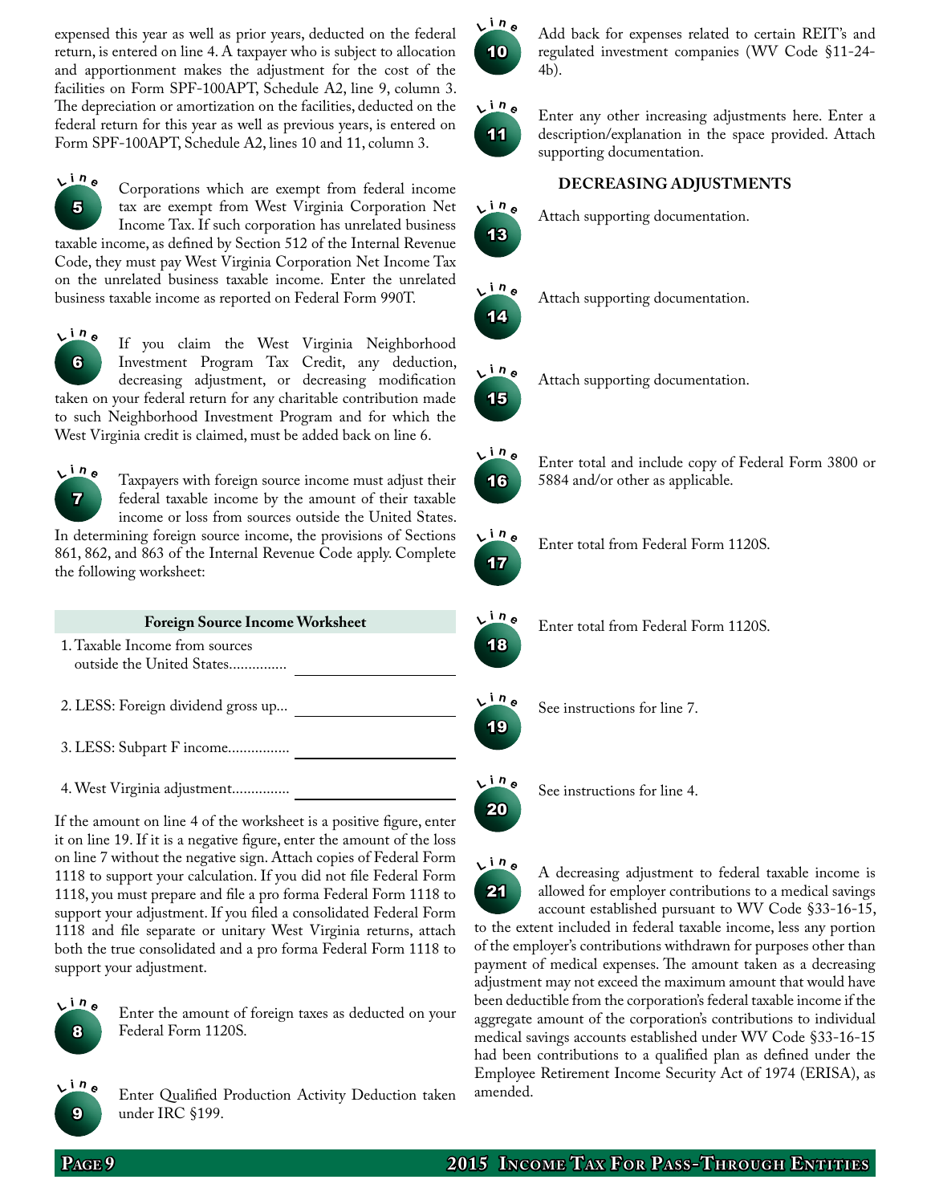expensed this year as well as prior years, deducted on the federal return, is entered on line 4. A taxpayer who is subject to allocation and apportionment makes the adjustment for the cost of the facilities on Form SPF-100APT, Schedule A2, line 9, column 3. The depreciation or amortization on the facilities, deducted on the federal return for this year as well as previous years, is entered on Form SPF-100APT, Schedule A2, lines 10 and 11, column 3.

**Line 5** Corporations which are exempt from federal income tax are exempt from West Virginia Corporation Net Income Tax. If such corporation has unrelated business taxable income, as defined by Section 512 of the Internal Revenue Code, they must pay West Virginia Corporation Net Income Tax on the unrelated business taxable income. Enter the unrelated business taxable income as reported on Federal Form 990T.

**Line 6** If you claim the West Virginia Neighborhood Investment Program Tax Credit, any deduction, decreasing adjustment, or decreasing modification taken on your federal return for any charitable contribution made to such Neighborhood Investment Program and for which the West Virginia credit is claimed, must be added back on line 6.

**Line 7** Taxpayers with foreign source income must adjust their federal taxable income by the amount of their taxable income or loss from sources outside the United States. In determining foreign source income, the provisions of Sections 861, 862, and 863 of the Internal Revenue Code apply. Complete the following worksheet:

| Foreign Source Income Worksheet | |
|---|---|
| 1. Taxable Income from sources outside the United States............... | |
| 2. LESS: Foreign dividend gross up... | |
| 3. LESS: Subpart F income................ | |
| 4. West Virginia adjustment.............. | |

If the amount on line 4 of the worksheet is a positive figure, enter it on line 19. If it is a negative figure, enter the amount of the loss on line 7 without the negative sign. Attach copies of Federal Form 1118 to support your calculation. If you did not file Federal Form 1118, you must prepare and file a pro forma Federal Form 1118 to support your adjustment. If you filed a consolidated Federal Form 1118 and file separate or unitary West Virginia returns, attach both the true consolidated and a pro forma Federal Form 1118 to support your adjustment.

**Line 8** Enter the amount of foreign taxes as deducted on your Federal Form 1120S.

**Line 9** Enter Qualified Production Activity Deduction taken under IRC §199.

**Line 10** Add back for expenses related to certain REIT's and regulated investment companies (WV Code §11-24-4b).

**Line 11** Enter any other increasing adjustments here. Enter a description/explanation in the space provided. Attach supporting documentation.

### DECREASING ADJUSTMENTS

**Line 13** Attach supporting documentation.

**Line 14** Attach supporting documentation.

**Line 15** Attach supporting documentation.

**Line 16** Enter total and include copy of Federal Form 3800 or 5884 and/or other as applicable.

**Line 17** Enter total from Federal Form 1120S.

**Line 18** Enter total from Federal Form 1120S.

**Line 19** See instructions for line 7.

**Line 20** See instructions for line 4.

**Line 21** A decreasing adjustment to federal taxable income is allowed for employer contributions to a medical savings account established pursuant to WV Code §33-16-15, to the extent included in federal taxable income, less any portion of the employer's contributions withdrawn for purposes other than payment of medical expenses. The amount taken as a decreasing adjustment may not exceed the maximum amount that would have been deductible from the corporation's federal taxable income if the aggregate amount of the corporation's contributions to individual medical savings accounts established under WV Code §33-16-15 had been contributions to a qualified plan as defined under the Employee Retirement Income Security Act of 1974 (ERISA), as amended.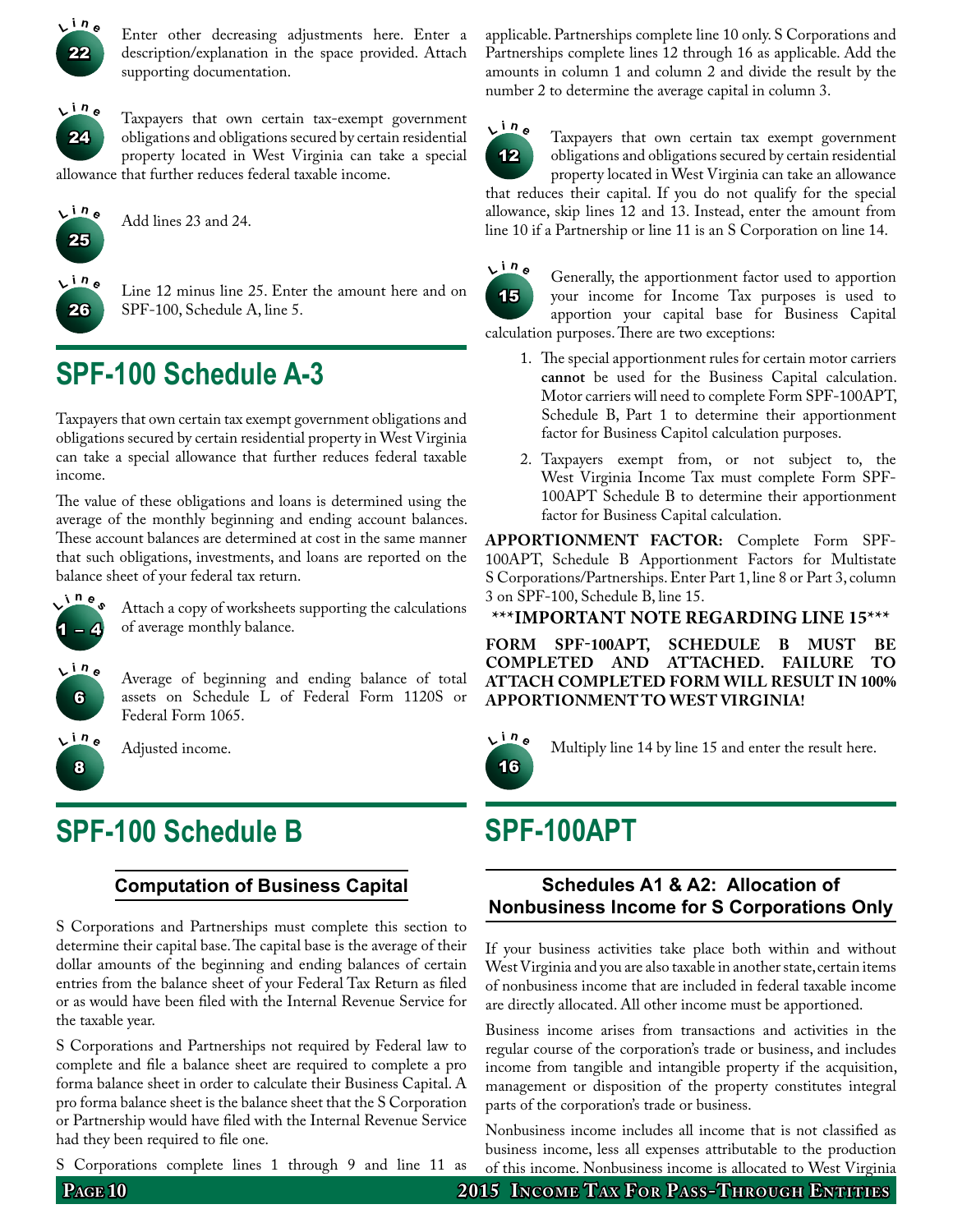**Line 22** Enter other decreasing adjustments here. Enter a description/explanation in the space provided. Attach supporting documentation.

**Line 24** Taxpayers that own certain tax-exempt government obligations and obligations secured by certain residential property located in West Virginia can take a special allowance that further reduces federal taxable income.

**Line 25** Add lines 23 and 24.

**Line 26** Line 12 minus line 25. Enter the amount here and on SPF-100, Schedule A, line 5.

## SPF-100 Schedule A-3

Taxpayers that own certain tax exempt government obligations and obligations secured by certain residential property in West Virginia can take a special allowance that further reduces federal taxable income.

The value of these obligations and loans is determined using the average of the monthly beginning and ending account balances. These account balances are determined at cost in the same manner that such obligations, investments, and loans are reported on the balance sheet of your federal tax return.

**Lines 1 – 4** Attach a copy of worksheets supporting the calculations of average monthly balance.

**Line 6** Average of beginning and ending balance of total assets on Schedule L of Federal Form 1120S or Federal Form 1065.

**Line 8** Adjusted income.

## SPF-100 Schedule B

### Computation of Business Capital

S Corporations and Partnerships must complete this section to determine their capital base. The capital base is the average of their dollar amounts of the beginning and ending balances of certain entries from the balance sheet of your Federal Tax Return as filed or as would have been filed with the Internal Revenue Service for the taxable year.

S Corporations and Partnerships not required by Federal law to complete and file a balance sheet are required to complete a pro forma balance sheet in order to calculate their Business Capital. A pro forma balance sheet is the balance sheet that the S Corporation or Partnership would have filed with the Internal Revenue Service had they been required to file one.

S Corporations complete lines 1 through 9 and line 11 as applicable. Partnerships complete line 10 only. S Corporations and Partnerships complete lines 12 through 16 as applicable. Add the amounts in column 1 and column 2 and divide the result by the number 2 to determine the average capital in column 3.

**Line 12** Taxpayers that own certain tax exempt government obligations and obligations secured by certain residential property located in West Virginia can take an allowance that reduces their capital. If you do not qualify for the special allowance, skip lines 12 and 13. Instead, enter the amount from line 10 if a Partnership or line 11 is an S Corporation on line 14.

**Line 15** Generally, the apportionment factor used to apportion your income for Income Tax purposes is used to apportion your capital base for Business Capital calculation purposes. There are two exceptions:

1. The special apportionment rules for certain motor carriers **cannot** be used for the Business Capital calculation. Motor carriers will need to complete Form SPF-100APT, Schedule B, Part 1 to determine their apportionment factor for Business Capitol calculation purposes.
2. Taxpayers exempt from, or not subject to, the West Virginia Income Tax must complete Form SPF-100APT Schedule B to determine their apportionment factor for Business Capital calculation.

**APPORTIONMENT FACTOR:** Complete Form SPF-100APT, Schedule B Apportionment Factors for Multistate S Corporations/Partnerships. Enter Part 1, line 8 or Part 3, column 3 on SPF-100, Schedule B, line 15.

**\*\*\*IMPORTANT NOTE REGARDING LINE 15\*\*\***

**FORM SPF-100APT, SCHEDULE B MUST BE COMPLETED AND ATTACHED. FAILURE TO ATTACH COMPLETED FORM WILL RESULT IN 100% APPORTIONMENT TO WEST VIRGINIA!**

**Line 16** Multiply line 14 by line 15 and enter the result here.

## SPF-100APT

### Schedules A1 & A2: Allocation of Nonbusiness Income for S Corporations Only

If your business activities take place both within and without West Virginia and you are also taxable in another state, certain items of nonbusiness income that are included in federal taxable income are directly allocated. All other income must be apportioned.

Business income arises from transactions and activities in the regular course of the corporation's trade or business, and includes income from tangible and intangible property if the acquisition, management or disposition of the property constitutes integral parts of the corporation's trade or business.

Nonbusiness income includes all income that is not classified as business income, less all expenses attributable to the production of this income. Nonbusiness income is allocated to West Virginia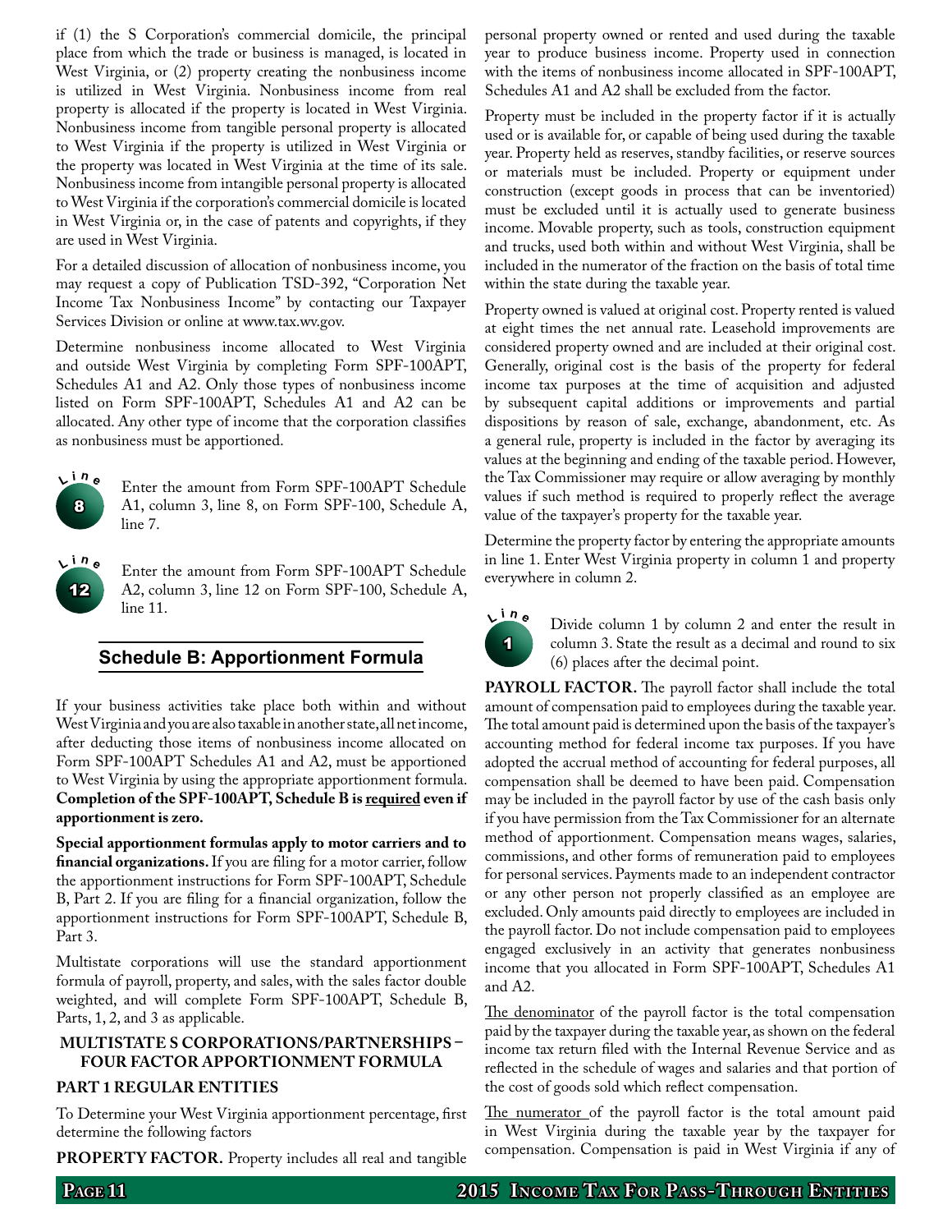if (1) the S Corporation's commercial domicile, the principal place from which the trade or business is managed, is located in West Virginia, or (2) property creating the nonbusiness income is utilized in West Virginia. Nonbusiness income from real property is allocated if the property is located in West Virginia. Nonbusiness income from tangible personal property is allocated to West Virginia if the property is utilized in West Virginia or the property was located in West Virginia at the time of its sale. Nonbusiness income from intangible personal property is allocated to West Virginia if the corporation's commercial domicile is located in West Virginia or, in the case of patents and copyrights, if they are used in West Virginia.

For a detailed discussion of allocation of nonbusiness income, you may request a copy of Publication TSD-392, "Corporation Net Income Tax Nonbusiness Income" by contacting our Taxpayer Services Division or online at www.tax.wv.gov.

Determine nonbusiness income allocated to West Virginia and outside West Virginia by completing Form SPF-100APT, Schedules A1 and A2. Only those types of nonbusiness income listed on Form SPF-100APT, Schedules A1 and A2 can be allocated. Any other type of income that the corporation classifies as nonbusiness must be apportioned.

**Line 8** Enter the amount from Form SPF-100APT Schedule A1, column 3, line 8, on Form SPF-100, Schedule A, line 7.

**Line 12** Enter the amount from Form SPF-100APT Schedule A2, column 3, line 12 on Form SPF-100, Schedule A, line 11.

## Schedule B: Apportionment Formula

If your business activities take place both within and without West Virginia and you are also taxable in another state, all net income, after deducting those items of nonbusiness income allocated on Form SPF-100APT Schedules A1 and A2, must be apportioned to West Virginia by using the appropriate apportionment formula. **Completion of the SPF-100APT, Schedule B is required even if apportionment is zero.**

**Special apportionment formulas apply to motor carriers and to financial organizations.** If you are filing for a motor carrier, follow the apportionment instructions for Form SPF-100APT, Schedule B, Part 2. If you are filing for a financial organization, follow the apportionment instructions for Form SPF-100APT, Schedule B, Part 3.

Multistate corporations will use the standard apportionment formula of payroll, property, and sales, with the sales factor double weighted, and will complete Form SPF-100APT, Schedule B, Parts, 1, 2, and 3 as applicable.

### MULTISTATE S CORPORATIONS/PARTNERSHIPS – FOUR FACTOR APPORTIONMENT FORMULA

### PART 1 REGULAR ENTITIES

To Determine your West Virginia apportionment percentage, first determine the following factors

**PROPERTY FACTOR.** Property includes all real and tangible personal property owned or rented and used during the taxable year to produce business income. Property used in connection with the items of nonbusiness income allocated in SPF-100APT, Schedules A1 and A2 shall be excluded from the factor.

Property must be included in the property factor if it is actually used or is available for, or capable of being used during the taxable year. Property held as reserves, standby facilities, or reserve sources or materials must be included. Property or equipment under construction (except goods in process that can be inventoried) must be excluded until it is actually used to generate business income. Movable property, such as tools, construction equipment and trucks, used both within and without West Virginia, shall be included in the numerator of the fraction on the basis of total time within the state during the taxable year.

Property owned is valued at original cost. Property rented is valued at eight times the net annual rate. Leasehold improvements are considered property owned and are included at their original cost. Generally, original cost is the basis of the property for federal income tax purposes at the time of acquisition and adjusted by subsequent capital additions or improvements and partial dispositions by reason of sale, exchange, abandonment, etc. As a general rule, property is included in the factor by averaging its values at the beginning and ending of the taxable period. However, the Tax Commissioner may require or allow averaging by monthly values if such method is required to properly reflect the average value of the taxpayer's property for the taxable year.

Determine the property factor by entering the appropriate amounts in line 1. Enter West Virginia property in column 1 and property everywhere in column 2.

**Line 1** Divide column 1 by column 2 and enter the result in column 3. State the result as a decimal and round to six (6) places after the decimal point.

**PAYROLL FACTOR.** The payroll factor shall include the total amount of compensation paid to employees during the taxable year. The total amount paid is determined upon the basis of the taxpayer's accounting method for federal income tax purposes. If you have adopted the accrual method of accounting for federal purposes, all compensation shall be deemed to have been paid. Compensation may be included in the payroll factor by use of the cash basis only if you have permission from the Tax Commissioner for an alternate method of apportionment. Compensation means wages, salaries, commissions, and other forms of remuneration paid to employees for personal services. Payments made to an independent contractor or any other person not properly classified as an employee are excluded. Only amounts paid directly to employees are included in the payroll factor. Do not include compensation paid to employees engaged exclusively in an activity that generates nonbusiness income that you allocated in Form SPF-100APT, Schedules A1 and A2.

The denominator of the payroll factor is the total compensation paid by the taxpayer during the taxable year, as shown on the federal income tax return filed with the Internal Revenue Service and as reflected in the schedule of wages and salaries and that portion of the cost of goods sold which reflect compensation.

The numerator of the payroll factor is the total amount paid in West Virginia during the taxable year by the taxpayer for compensation. Compensation is paid in West Virginia if any of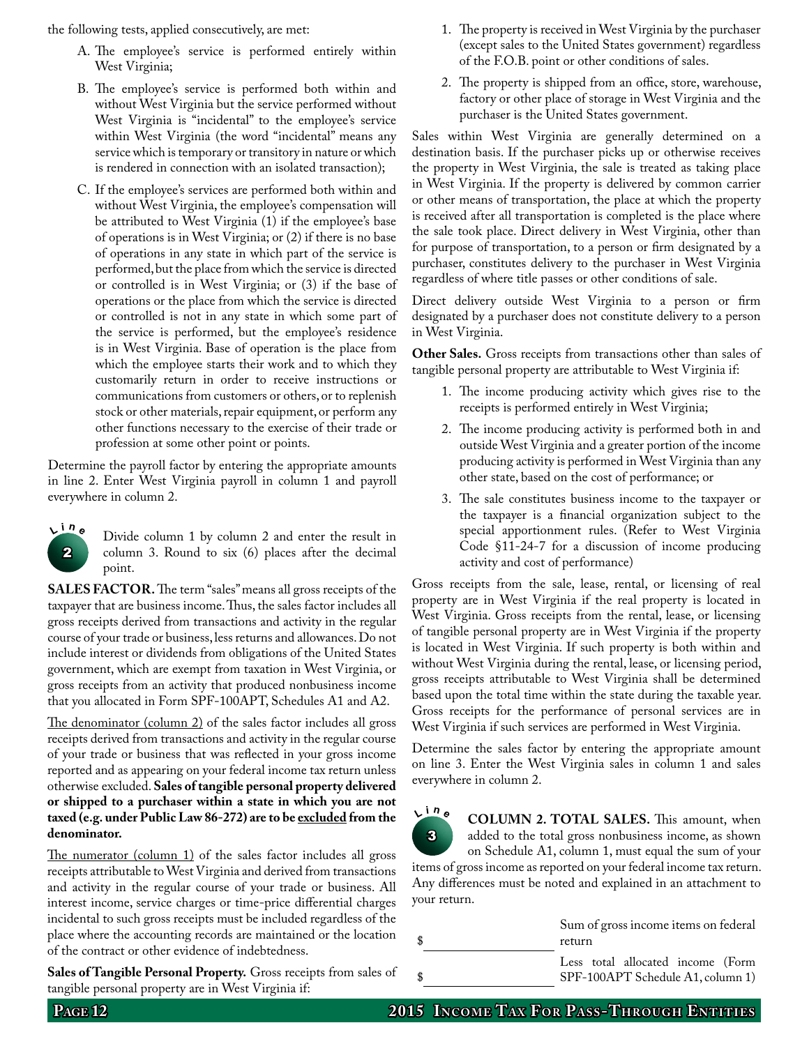the following tests, applied consecutively, are met:

A. The employee's service is performed entirely within West Virginia;

B. The employee's service is performed both within and without West Virginia but the service performed without West Virginia is "incidental" to the employee's service within West Virginia (the word "incidental" means any service which is temporary or transitory in nature or which is rendered in connection with an isolated transaction);

C. If the employee's services are performed both within and without West Virginia, the employee's compensation will be attributed to West Virginia (1) if the employee's base of operations is in West Virginia; or (2) if there is no base of operations in any state in which part of the service is performed, but the place from which the service is directed or controlled is in West Virginia; or (3) if the base of operations or the place from which the service is directed or controlled is not in any state in which some part of the service is performed, but the employee's residence is in West Virginia. Base of operation is the place from which the employee starts their work and to which they customarily return in order to receive instructions or communications from customers or others, or to replenish stock or other materials, repair equipment, or perform any other functions necessary to the exercise of their trade or profession at some other point or points.

Determine the payroll factor by entering the appropriate amounts in line 2. Enter West Virginia payroll in column 1 and payroll everywhere in column 2.

**Line 2** Divide column 1 by column 2 and enter the result in column 3. Round to six (6) places after the decimal point.

**SALES FACTOR.** The term "sales" means all gross receipts of the taxpayer that are business income. Thus, the sales factor includes all gross receipts derived from transactions and activity in the regular course of your trade or business, less returns and allowances. Do not include interest or dividends from obligations of the United States government, which are exempt from taxation in West Virginia, or gross receipts from an activity that produced nonbusiness income that you allocated in Form SPF-100APT, Schedules A1 and A2.

The denominator (column 2) of the sales factor includes all gross receipts derived from transactions and activity in the regular course of your trade or business that was reflected in your gross income reported and as appearing on your federal income tax return unless otherwise excluded. **Sales of tangible personal property delivered or shipped to a purchaser within a state in which you are not taxed (e.g. under Public Law 86-272) are to be excluded from the denominator.**

The numerator (column 1) of the sales factor includes all gross receipts attributable to West Virginia and derived from transactions and activity in the regular course of your trade or business. All interest income, service charges or time-price differential charges incidental to such gross receipts must be included regardless of the place where the accounting records are maintained or the location of the contract or other evidence of indebtedness.

**Sales of Tangible Personal Property.** Gross receipts from sales of tangible personal property are in West Virginia if:

1. The property is received in West Virginia by the purchaser (except sales to the United States government) regardless of the F.O.B. point or other conditions of sales.
2. The property is shipped from an office, store, warehouse, factory or other place of storage in West Virginia and the purchaser is the United States government.

Sales within West Virginia are generally determined on a destination basis. If the purchaser picks up or otherwise receives the property in West Virginia, the sale is treated as taking place in West Virginia. If the property is delivered by common carrier or other means of transportation, the place at which the property is received after all transportation is completed is the place where the sale took place. Direct delivery in West Virginia, other than for purpose of transportation, to a person or firm designated by a purchaser, constitutes delivery to the purchaser in West Virginia regardless of where title passes or other conditions of sale.

Direct delivery outside West Virginia to a person or firm designated by a purchaser does not constitute delivery to a person in West Virginia.

**Other Sales.** Gross receipts from transactions other than sales of tangible personal property are attributable to West Virginia if:

1. The income producing activity which gives rise to the receipts is performed entirely in West Virginia;
2. The income producing activity is performed both in and outside West Virginia and a greater portion of the income producing activity is performed in West Virginia than any other state, based on the cost of performance; or
3. The sale constitutes business income to the taxpayer or the taxpayer is a financial organization subject to the special apportionment rules. (Refer to West Virginia Code §11-24-7 for a discussion of income producing activity and cost of performance)

Gross receipts from the sale, lease, rental, or licensing of real property are in West Virginia if the real property is located in West Virginia. Gross receipts from the rental, lease, or licensing of tangible personal property are in West Virginia if the property is located in West Virginia. If such property is both within and without West Virginia during the rental, lease, or licensing period, gross receipts attributable to West Virginia shall be determined based upon the total time within the state during the taxable year. Gross receipts for the performance of personal services are in West Virginia if such services are performed in West Virginia.

Determine the sales factor by entering the appropriate amount on line 3. Enter the West Virginia sales in column 1 and sales everywhere in column 2.

**Line 3** **COLUMN 2. TOTAL SALES.** This amount, when added to the total gross nonbusiness income, as shown on Schedule A1, column 1, must equal the sum of your items of gross income as reported on your federal income tax return. Any differences must be noted and explained in an attachment to your return.

| | |
|---|---|
| $ ____________ | Sum of gross income items on federal return |
| $ ____________ | Less total allocated income (Form SPF-100APT Schedule A1, column 1) |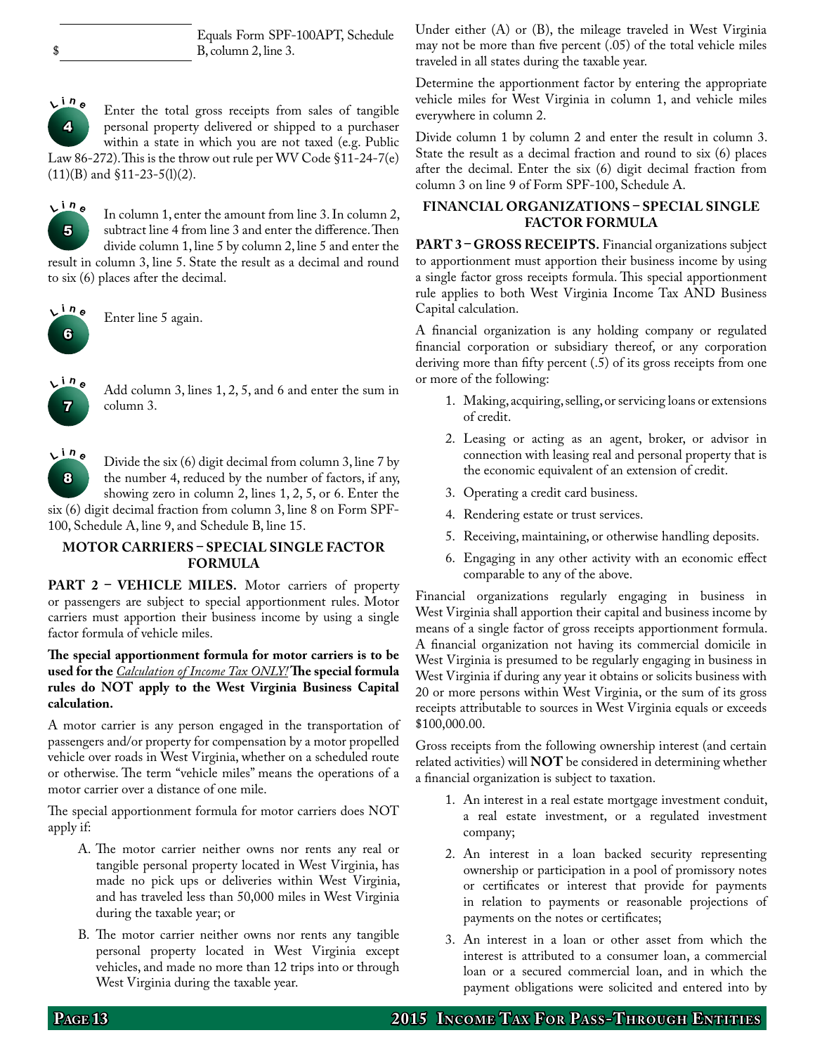$ ____________ Equals Form SPF-100APT, Schedule B, column 2, line 3.

**Line 4** Enter the total gross receipts from sales of tangible personal property delivered or shipped to a purchaser within a state in which you are not taxed (e.g. Public Law 86-272). This is the throw out rule per WV Code §11-24-7(e)(11)(B) and §11-23-5(l)(2).

**Line 5** In column 1, enter the amount from line 3. In column 2, subtract line 4 from line 3 and enter the difference. Then divide column 1, line 5 by column 2, line 5 and enter the result in column 3, line 5. State the result as a decimal and round to six (6) places after the decimal.

**Line 6** Enter line 5 again.

**Line 7** Add column 3, lines 1, 2, 5, and 6 and enter the sum in column 3.

**Line 8** Divide the six (6) digit decimal from column 3, line 7 by the number 4, reduced by the number of factors, if any, showing zero in column 2, lines 1, 2, 5, or 6. Enter the six (6) digit decimal fraction from column 3, line 8 on Form SPF-100, Schedule A, line 9, and Schedule B, line 15.

### MOTOR CARRIERS – SPECIAL SINGLE FACTOR FORMULA

**PART 2 – VEHICLE MILES.** Motor carriers of property or passengers are subject to special apportionment rules. Motor carriers must apportion their business income by using a single factor formula of vehicle miles.

**The special apportionment formula for motor carriers is to be used for the _Calculation of Income Tax ONLY!_ The special formula rules do NOT apply to the West Virginia Business Capital calculation.**

A motor carrier is any person engaged in the transportation of passengers and/or property for compensation by a motor propelled vehicle over roads in West Virginia, whether on a scheduled route or otherwise. The term "vehicle miles" means the operations of a motor carrier over a distance of one mile.

The special apportionment formula for motor carriers does NOT apply if:

A. The motor carrier neither owns nor rents any real or tangible personal property located in West Virginia, has made no pick ups or deliveries within West Virginia, and has traveled less than 50,000 miles in West Virginia during the taxable year; or

B. The motor carrier neither owns nor rents any tangible personal property located in West Virginia except vehicles, and made no more than 12 trips into or through West Virginia during the taxable year.

Under either (A) or (B), the mileage traveled in West Virginia may not be more than five percent (.05) of the total vehicle miles traveled in all states during the taxable year.

Determine the apportionment factor by entering the appropriate vehicle miles for West Virginia in column 1, and vehicle miles everywhere in column 2.

Divide column 1 by column 2 and enter the result in column 3. State the result as a decimal fraction and round to six (6) places after the decimal. Enter the six (6) digit decimal fraction from column 3 on line 9 of Form SPF-100, Schedule A.

### FINANCIAL ORGANIZATIONS – SPECIAL SINGLE FACTOR FORMULA

**PART 3 – GROSS RECEIPTS.** Financial organizations subject to apportionment must apportion their business income by using a single factor gross receipts formula. This special apportionment rule applies to both West Virginia Income Tax AND Business Capital calculation.

A financial organization is any holding company or regulated financial corporation or subsidiary thereof, or any corporation deriving more than fifty percent (.5) of its gross receipts from one or more of the following:

1. Making, acquiring, selling, or servicing loans or extensions of credit.
2. Leasing or acting as an agent, broker, or advisor in connection with leasing real and personal property that is the economic equivalent of an extension of credit.
3. Operating a credit card business.
4. Rendering estate or trust services.
5. Receiving, maintaining, or otherwise handling deposits.
6. Engaging in any other activity with an economic effect comparable to any of the above.

Financial organizations regularly engaging in business in West Virginia shall apportion their capital and business income by means of a single factor of gross receipts apportionment formula. A financial organization not having its commercial domicile in West Virginia is presumed to be regularly engaging in business in West Virginia if during any year it obtains or solicits business with 20 or more persons within West Virginia, or the sum of its gross receipts attributable to sources in West Virginia equals or exceeds $100,000.00.

Gross receipts from the following ownership interest (and certain related activities) will **NOT** be considered in determining whether a financial organization is subject to taxation.

1. An interest in a real estate mortgage investment conduit, a real estate investment, or a regulated investment company;
2. An interest in a loan backed security representing ownership or participation in a pool of promissory notes or certificates or interest that provide for payments in relation to payments or reasonable projections of payments on the notes or certificates;
3. An interest in a loan or other asset from which the interest is attributed to a consumer loan, a commercial loan or a secured commercial loan, and in which the payment obligations were solicited and entered into by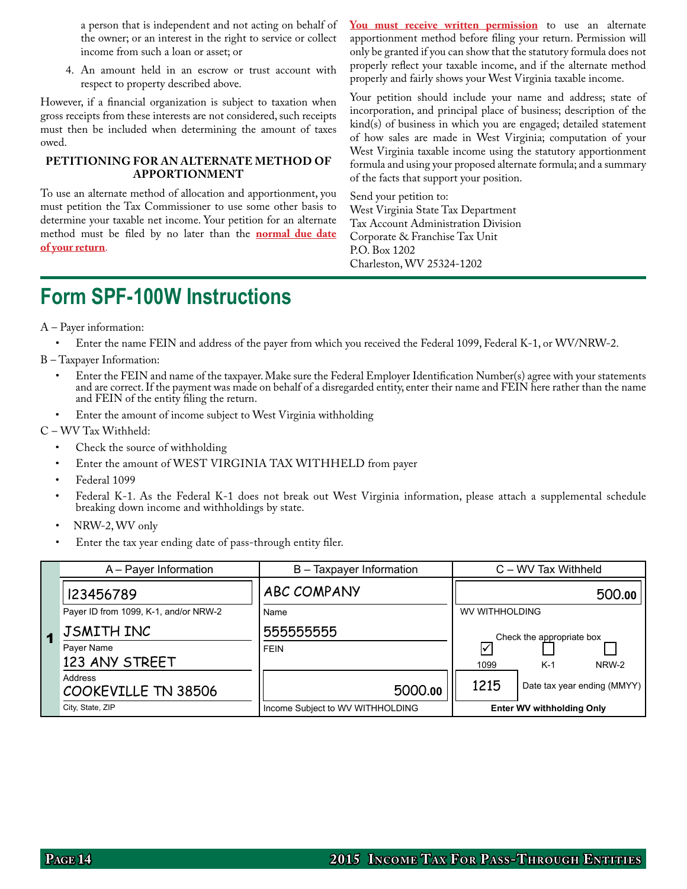a person that is independent and not acting on behalf of the owner; or an interest in the right to service or collect income from such a loan or asset; or

4. An amount held in an escrow or trust account with respect to property described above.

However, if a financial organization is subject to taxation when gross receipts from these interests are not considered, such receipts must then be included when determining the amount of taxes owed.

### PETITIONING FOR AN ALTERNATE METHOD OF APPORTIONMENT

To use an alternate method of allocation and apportionment, you must petition the Tax Commissioner to use some other basis to determine your taxable net income. Your petition for an alternate method must be filed by no later than the **normal due date of your return**.

**You must receive written permission** to use an alternate apportionment method before filing your return. Permission will only be granted if you can show that the statutory formula does not properly reflect your taxable income, and if the alternate method properly and fairly shows your West Virginia taxable income.

Your petition should include your name and address; state of incorporation, and principal place of business; description of the kind(s) of business in which you are engaged; detailed statement of how sales are made in West Virginia; computation of your West Virginia taxable income using the statutory apportionment formula and using your proposed alternate formula; and a summary of the facts that support your position.

Send your petition to:
West Virginia State Tax Department
Tax Account Administration Division
Corporate & Franchise Tax Unit
P.O. Box 1202
Charleston, WV 25324-1202

# Form SPF-100W Instructions

A – Payer information:

- Enter the name FEIN and address of the payer from which you received the Federal 1099, Federal K-1, or WV/NRW-2.

B – Taxpayer Information:

- Enter the FEIN and name of the taxpayer. Make sure the Federal Employer Identification Number(s) agree with your statements and are correct. If the payment was made on behalf of a disregarded entity, enter their name and FEIN here rather than the name and FEIN of the entity filing the return.
- Enter the amount of income subject to West Virginia withholding

C – WV Tax Withheld:

- Check the source of withholding
- Enter the amount of WEST VIRGINIA TAX WITHHELD from payer
- Federal 1099
- Federal K-1. As the Federal K-1 does not break out West Virginia information, please attach a supplemental schedule breaking down income and withholdings by state.
- NRW-2, WV only
- Enter the tax year ending date of pass-through entity filer.

| | A – Payer Information | B – Taxpayer Information | C – WV Tax Withheld |
|---|---|---|---|
| 1 | 123456789<br>Payer ID from 1099, K-1, and/or NRW-2 | ABC COMPANY<br>Name | 500.00<br>WV WITHHOLDING |
| | JSMITH INC<br>Payer Name | 555555555<br>FEIN | Check the appropriate box<br>☑ 1099 ☐ K-1 ☐ NRW-2 |
| | 123 ANY STREET<br>Address<br>COOKEVILLE TN 38506<br>City, State, ZIP | 5000.00<br>Income Subject to WV WITHHOLDING | 1215 Date tax year ending (MMYY)<br>Enter WV withholding Only |